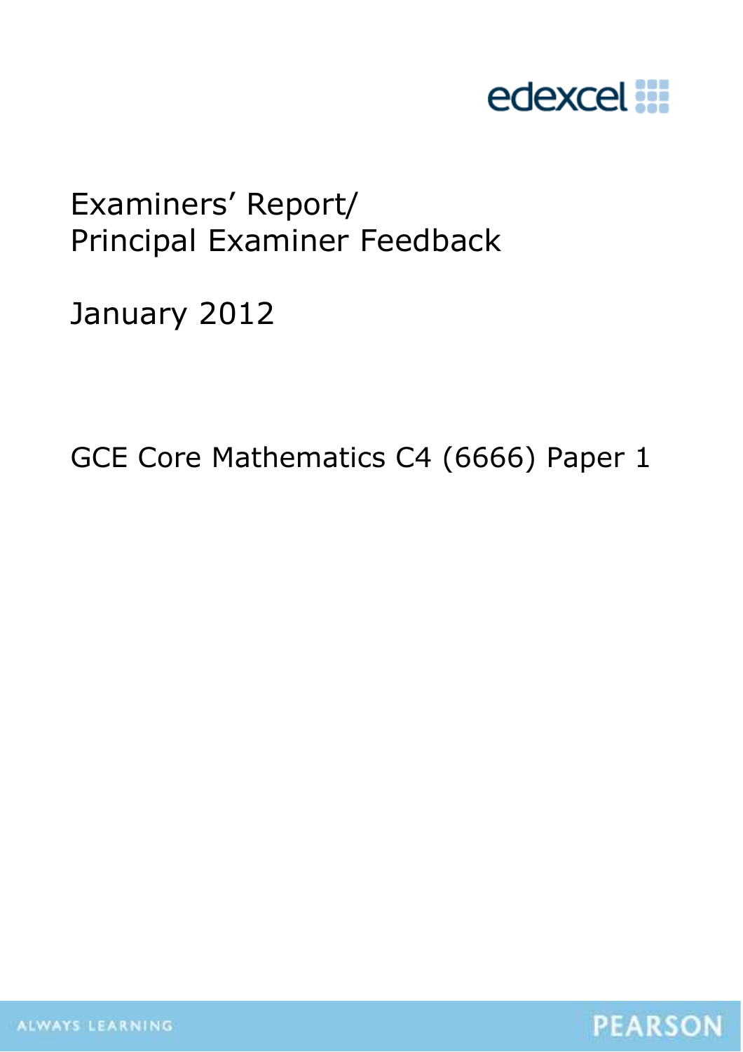edexcel

# Examiners' Report/ Principal Examiner Feedback

January 2012

GCE Core Mathematics C4 (6666) Paper 1

ALWAYS LEARNING

PEARSON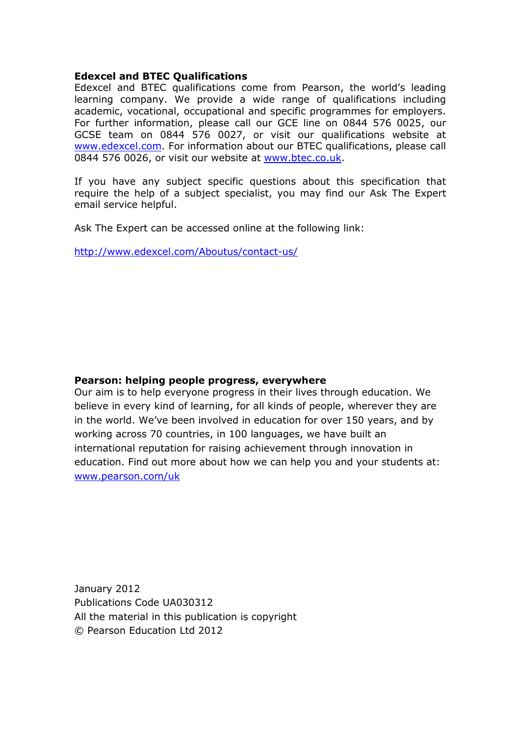**Edexcel and BTEC Qualifications**

Edexcel and BTEC qualifications come from Pearson, the world's leading learning company. We provide a wide range of qualifications including academic, vocational, occupational and specific programmes for employers. For further information, please call our GCE line on 0844 576 0025, our GCSE team on 0844 576 0027, or visit our qualifications website at www.edexcel.com. For information about our BTEC qualifications, please call 0844 576 0026, or visit our website at www.btec.co.uk.

If you have any subject specific questions about this specification that require the help of a subject specialist, you may find our Ask The Expert email service helpful.

Ask The Expert can be accessed online at the following link:

http://www.edexcel.com/Aboutus/contact-us/

**Pearson: helping people progress, everywhere**

Our aim is to help everyone progress in their lives through education. We believe in every kind of learning, for all kinds of people, wherever they are in the world. We've been involved in education for over 150 years, and by working across 70 countries, in 100 languages, we have built an international reputation for raising achievement through innovation in education. Find out more about how we can help you and your students at: www.pearson.com/uk

January 2012
Publications Code UA030312
All the material in this publication is copyright
© Pearson Education Ltd 2012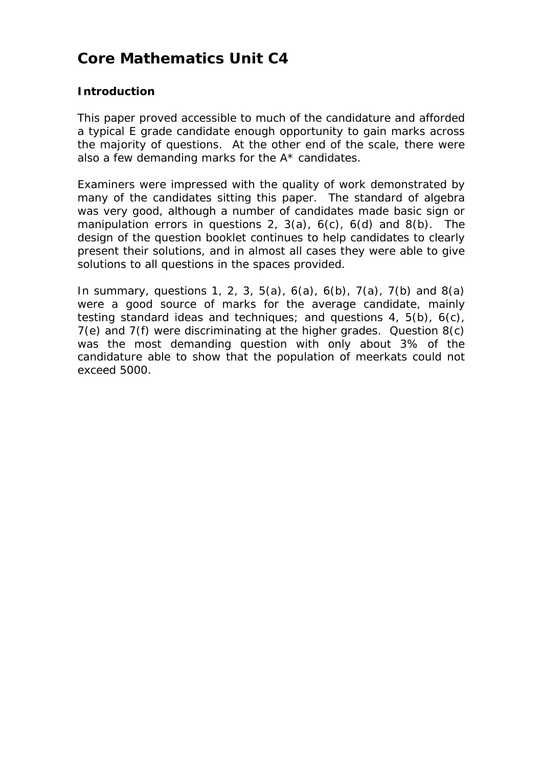# Core Mathematics Unit C4

### Introduction

This paper proved accessible to much of the candidature and afforded a typical E grade candidate enough opportunity to gain marks across the majority of questions. At the other end of the scale, there were also a few demanding marks for the A* candidates.

Examiners were impressed with the quality of work demonstrated by many of the candidates sitting this paper. The standard of algebra was very good, although a number of candidates made basic sign or manipulation errors in questions 2, 3(a), 6(c), 6(d) and 8(b). The design of the question booklet continues to help candidates to clearly present their solutions, and in almost all cases they were able to give solutions to all questions in the spaces provided.

In summary, questions 1, 2, 3, 5(a), 6(a), 6(b), 7(a), 7(b) and 8(a) were a good source of marks for the average candidate, mainly testing standard ideas and techniques; and questions 4, 5(b), 6(c), 7(e) and 7(f) were discriminating at the higher grades. Question 8(c) was the most demanding question with only about 3% of the candidature able to show that the population of meerkats could not exceed 5000.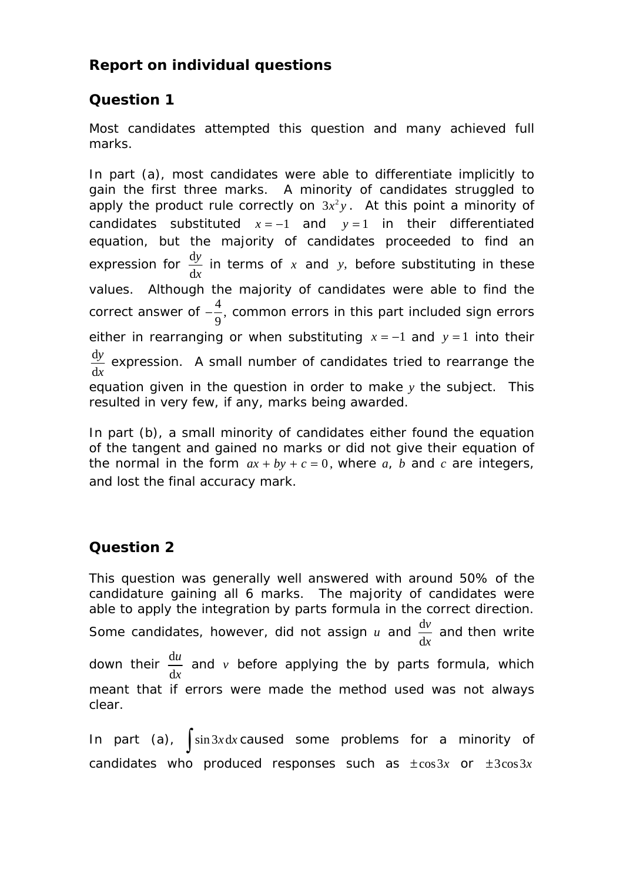## Report on individual questions

## Question 1

Most candidates attempted this question and many achieved full marks.

In part (a), most candidates were able to differentiate implicitly to gain the first three marks. A minority of candidates struggled to apply the product rule correctly on $3x^2y$. At this point a minority of candidates substituted $x = -1$ and $y = 1$ in their differentiated equation, but the majority of candidates proceeded to find an expression for $\frac{dy}{dx}$ in terms of $x$ and $y$, before substituting in these values. Although the majority of candidates were able to find the correct answer of $-\frac{4}{9}$, common errors in this part included sign errors either in rearranging or when substituting $x = -1$ and $y = 1$ into their $\frac{dy}{dx}$ expression. A small number of candidates tried to rearrange the equation given in the question in order to make $y$ the subject. This resulted in very few, if any, marks being awarded.

In part (b), a small minority of candidates either found the equation of the tangent and gained no marks or did not give their equation of the normal in the form $ax + by + c = 0$, where $a$, $b$ and $c$ are integers, and lost the final accuracy mark.

## Question 2

This question was generally well answered with around 50% of the candidature gaining all 6 marks. The majority of candidates were able to apply the integration by parts formula in the correct direction. Some candidates, however, did not assign $u$ and $\frac{dv}{dx}$ and then write down their $\frac{du}{dx}$ and $v$ before applying the by parts formula, which meant that if errors were made the method used was not always clear.

In part (a), $\int \sin 3x \, dx$ caused some problems for a minority of candidates who produced responses such as $\pm\cos 3x$ or $\pm 3\cos 3x$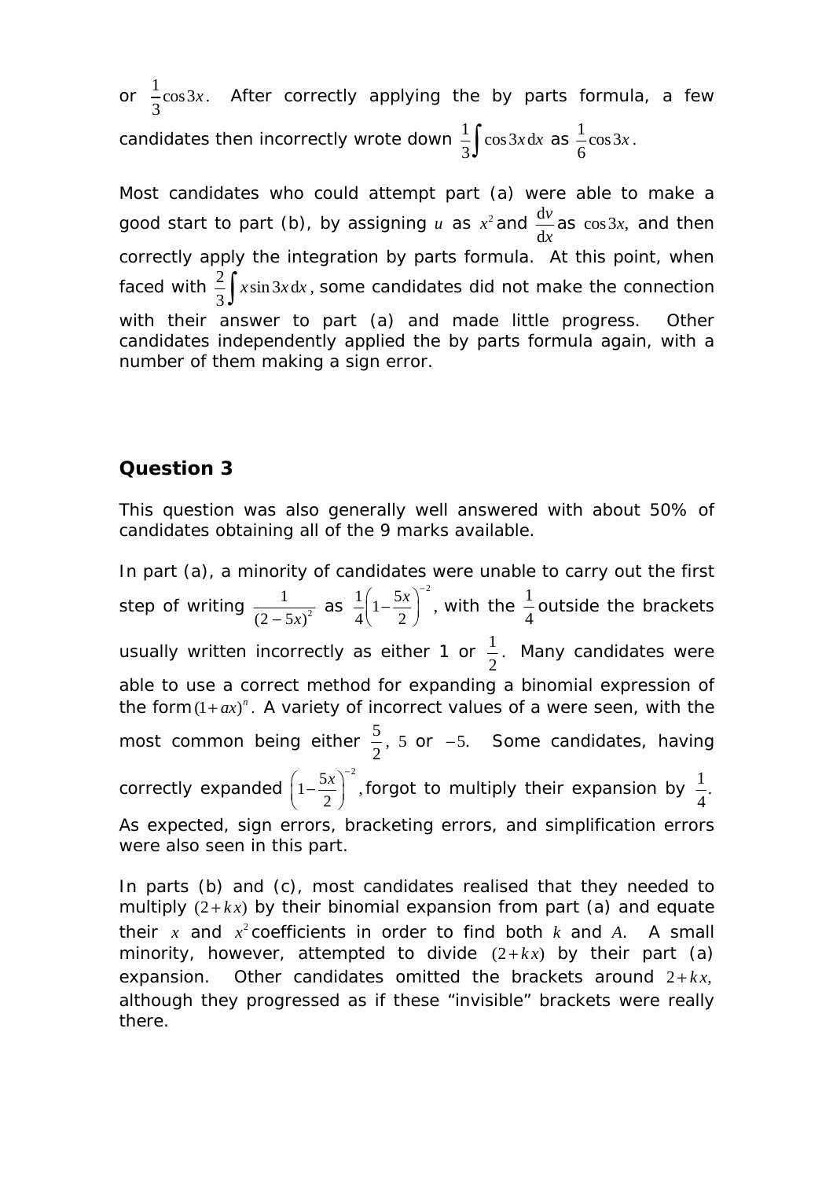or $\frac{1}{3}\cos 3x$. After correctly applying the by parts formula, a few candidates then incorrectly wrote down $\frac{1}{3}\int \cos 3x \, \mathrm{d}x$ as $\frac{1}{6}\cos 3x$.

Most candidates who could attempt part (a) were able to make a good start to part (b), by assigning $u$ as $x^2$ and $\frac{\mathrm{d}v}{\mathrm{d}x}$ as $\cos 3x$, and then correctly apply the integration by parts formula. At this point, when faced with $\frac{2}{3}\int x \sin 3x \, \mathrm{d}x$, some candidates did not make the connection with their answer to part (a) and made little progress. Other candidates independently applied the by parts formula again, with a number of them making a sign error.

## Question 3

This question was also generally well answered with about 50% of candidates obtaining all of the 9 marks available.

In part (a), a minority of candidates were unable to carry out the first step of writing $\frac{1}{(2-5x)^2}$ as $\frac{1}{4}\left(1-\frac{5x}{2}\right)^{-2}$, with the $\frac{1}{4}$ outside the brackets usually written incorrectly as either 1 or $\frac{1}{2}$. Many candidates were able to use a correct method for expanding a binomial expression of the form $(1+ax)^n$. A variety of incorrect values of a were seen, with the most common being either $\frac{5}{2}$, $5$ or $-5$. Some candidates, having correctly expanded $\left(1-\frac{5x}{2}\right)^{-2}$, forgot to multiply their expansion by $\frac{1}{4}$. As expected, sign errors, bracketing errors, and simplification errors were also seen in this part.

In parts (b) and (c), most candidates realised that they needed to multiply $(2+kx)$ by their binomial expansion from part (a) and equate their $x$ and $x^2$ coefficients in order to find both $k$ and $A$. A small minority, however, attempted to divide $(2+kx)$ by their part (a) expansion. Other candidates omitted the brackets around $2+kx$, although they progressed as if these "invisible" brackets were really there.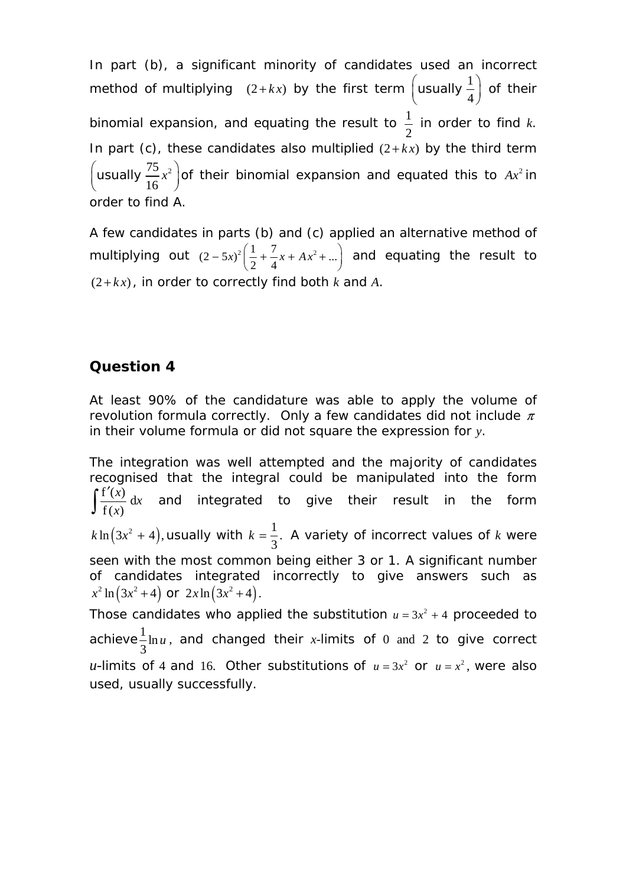In part (b), a significant minority of candidates used an incorrect method of multiplying $(2+kx)$ by the first term $\left(\text{usually } \frac{1}{4}\right)$ of their binomial expansion, and equating the result to $\frac{1}{2}$ in order to find $k$. In part (c), these candidates also multiplied $(2+kx)$ by the third term $\left(\text{usually } \frac{75}{16}x^2\right)$ of their binomial expansion and equated this to $Ax^2$ in order to find A.

A few candidates in parts (b) and (c) applied an alternative method of multiplying out $(2-5x)^2\left(\frac{1}{2}+\frac{7}{4}x+Ax^2+...\right)$ and equating the result to $(2+kx)$, in order to correctly find both $k$ and $A$.

## Question 4

At least 90% of the candidature was able to apply the volume of revolution formula correctly. Only a few candidates did not include $\pi$ in their volume formula or did not square the expression for $y$.

The integration was well attempted and the majority of candidates recognised that the integral could be manipulated into the form $\int \frac{f'(x)}{f(x)}\,dx$ and integrated to give their result in the form $k\ln\left(3x^2+4\right)$, usually with $k=\frac{1}{3}$. A variety of incorrect values of $k$ were seen with the most common being either 3 or 1. A significant number of candidates integrated incorrectly to give answers such as $x^2\ln\left(3x^2+4\right)$ or $2x\ln\left(3x^2+4\right)$.

Those candidates who applied the substitution $u=3x^2+4$ proceeded to achieve $\frac{1}{3}\ln u$, and changed their $x$-limits of $0$ and $2$ to give correct $u$-limits of $4$ and $16$. Other substitutions of $u=3x^2$ or $u=x^2$, were also used, usually successfully.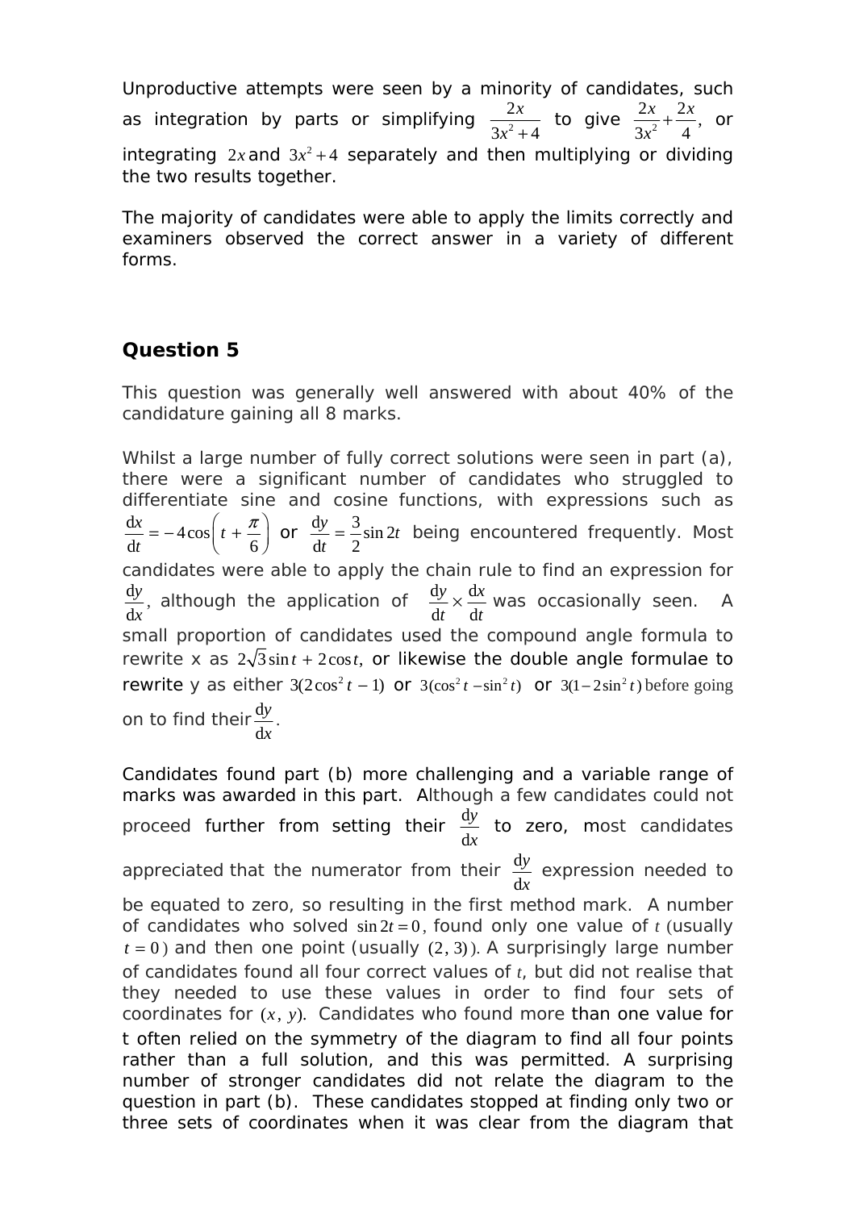Unproductive attempts were seen by a minority of candidates, such as integration by parts or simplifying $\frac{2x}{3x^2+4}$ to give $\frac{2x}{3x^2}+\frac{2x}{4}$, or integrating $2x$ and $3x^2+4$ separately and then multiplying or dividing the two results together.

The majority of candidates were able to apply the limits correctly and examiners observed the correct answer in a variety of different forms.

## Question 5

This question was generally well answered with about 40% of the candidature gaining all 8 marks.

Whilst a large number of fully correct solutions were seen in part (a), there were a significant number of candidates who struggled to differentiate sine and cosine functions, with expressions such as $\frac{\mathrm{d}x}{\mathrm{d}t} = -4\cos\left(t+\frac{\pi}{6}\right)$ or $\frac{\mathrm{d}y}{\mathrm{d}t} = \frac{3}{2}\sin 2t$ being encountered frequently. Most candidates were able to apply the chain rule to find an expression for $\frac{\mathrm{d}y}{\mathrm{d}x}$, although the application of $\frac{\mathrm{d}y}{\mathrm{d}t}\times\frac{\mathrm{d}x}{\mathrm{d}t}$ was occasionally seen. A small proportion of candidates used the compound angle formula to rewrite x as $2\sqrt{3}\sin t + 2\cos t$, or likewise the double angle formulae to rewrite y as either $3(2\cos^2 t - 1)$ or $3(\cos^2 t - \sin^2 t)$ or $3(1-2\sin^2 t)$ before going on to find their $\frac{\mathrm{d}y}{\mathrm{d}x}$.

Candidates found part (b) more challenging and a variable range of marks was awarded in this part. Although a few candidates could not proceed further from setting their $\frac{\mathrm{d}y}{\mathrm{d}x}$ to zero, most candidates appreciated that the numerator from their $\frac{\mathrm{d}y}{\mathrm{d}x}$ expression needed to be equated to zero, so resulting in the first method mark. A number of candidates who solved $\sin 2t = 0$, found only one value of $t$ (usually $t = 0$) and then one point (usually $(2, 3)$). A surprisingly large number of candidates found all four correct values of $t$, but did not realise that they needed to use these values in order to find four sets of coordinates for $(x, y)$. Candidates who found more than one value for t often relied on the symmetry of the diagram to find all four points rather than a full solution, and this was permitted. A surprising number of stronger candidates did not relate the diagram to the question in part (b). These candidates stopped at finding only two or three sets of coordinates when it was clear from the diagram that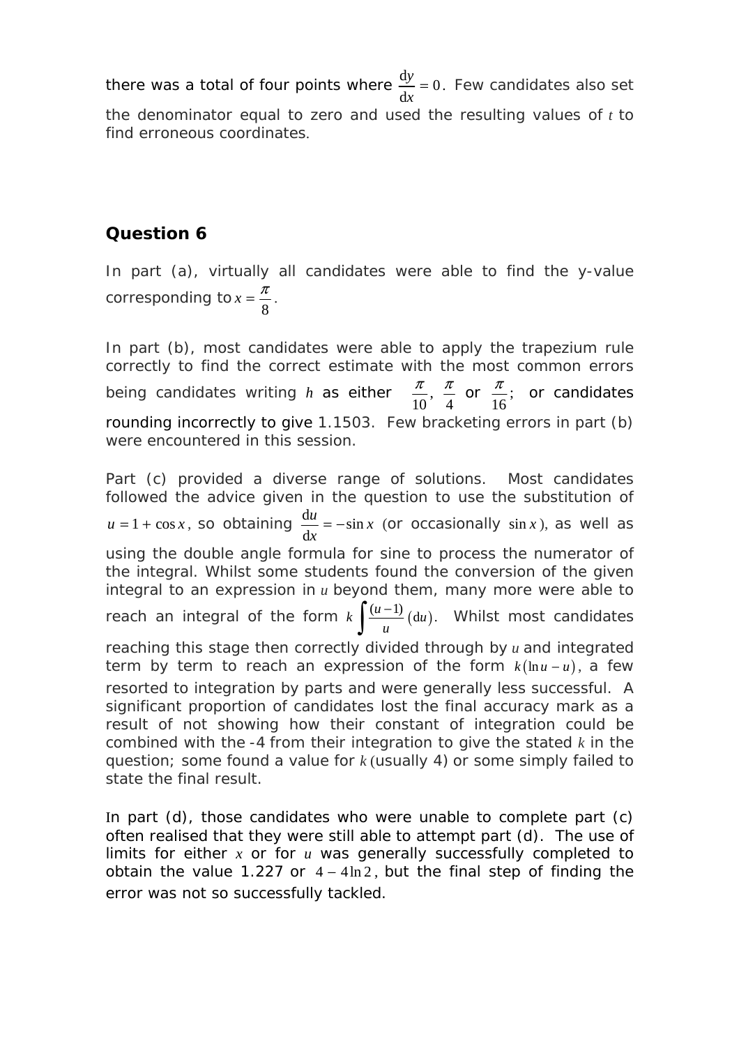there was a total of four points where $\frac{dy}{dx} = 0$. Few candidates also set the denominator equal to zero and used the resulting values of $t$ to find erroneous coordinates.

## Question 6

In part (a), virtually all candidates were able to find the y-value corresponding to $x = \frac{\pi}{8}$.

In part (b), most candidates were able to apply the trapezium rule correctly to find the correct estimate with the most common errors being candidates writing $h$ as either $\frac{\pi}{10}$, $\frac{\pi}{4}$ or $\frac{\pi}{16}$; or candidates rounding incorrectly to give 1.1503. Few bracketing errors in part (b) were encountered in this session.

Part (c) provided a diverse range of solutions. Most candidates followed the advice given in the question to use the substitution of $u = 1 + \cos x$, so obtaining $\frac{du}{dx} = -\sin x$ (or occasionally $\sin x$), as well as using the double angle formula for sine to process the numerator of the integral. Whilst some students found the conversion of the given integral to an expression in $u$ beyond them, many more were able to reach an integral of the form $k\int \frac{(u-1)}{u}(du)$. Whilst most candidates reaching this stage then correctly divided through by $u$ and integrated term by term to reach an expression of the form $k(\ln u - u)$, a few resorted to integration by parts and were generally less successful. A significant proportion of candidates lost the final accuracy mark as a result of not showing how their constant of integration could be combined with the -4 from their integration to give the stated $k$ in the question; some found a value for $k$ (usually 4) or some simply failed to state the final result.

In part (d), those candidates who were unable to complete part (c) often realised that they were still able to attempt part (d). The use of limits for either $x$ or for $u$ was generally successfully completed to obtain the value 1.227 or $4 - 4\ln 2$, but the final step of finding the error was not so successfully tackled.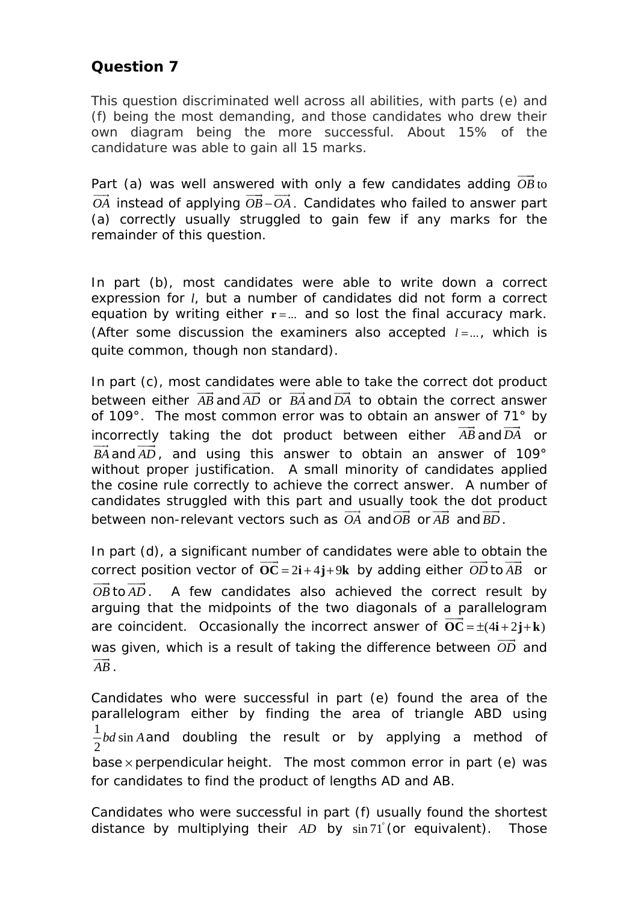## Question 7

This question discriminated well across all abilities, with parts (e) and (f) being the most demanding, and those candidates who drew their own diagram being the more successful. About 15% of the candidature was able to gain all 15 marks.

Part (a) was well answered with only a few candidates adding $\overrightarrow{OB}$ to $\overrightarrow{OA}$ instead of applying $\overrightarrow{OB} - \overrightarrow{OA}$. Candidates who failed to answer part (a) correctly usually struggled to gain few if any marks for the remainder of this question.

In part (b), most candidates were able to write down a correct expression for $l$, but a number of candidates did not form a correct equation by writing either $\mathbf{r} = \ldots$ and so lost the final accuracy mark. (After some discussion the examiners also accepted $l = \ldots$, which is quite common, though non standard).

In part (c), most candidates were able to take the correct dot product between either $\overrightarrow{AB}$ and $\overrightarrow{AD}$ or $\overrightarrow{BA}$ and $\overrightarrow{DA}$ to obtain the correct answer of 109°. The most common error was to obtain an answer of 71° by incorrectly taking the dot product between either $\overrightarrow{AB}$ and $\overrightarrow{DA}$ or $\overrightarrow{BA}$ and $\overrightarrow{AD}$, and using this answer to obtain an answer of 109° without proper justification. A small minority of candidates applied the cosine rule correctly to achieve the correct answer. A number of candidates struggled with this part and usually took the dot product between non-relevant vectors such as $\overrightarrow{OA}$ and $\overrightarrow{OB}$ or $\overrightarrow{AB}$ and $\overrightarrow{BD}$.

In part (d), a significant number of candidates were able to obtain the correct position vector of $\overrightarrow{\mathbf{OC}} = 2\mathbf{i} + 4\mathbf{j} + 9\mathbf{k}$ by adding either $\overrightarrow{OD}$ to $\overrightarrow{AB}$ or $\overrightarrow{OB}$ to $\overrightarrow{AD}$. A few candidates also achieved the correct result by arguing that the midpoints of the two diagonals of a parallelogram are coincident. Occasionally the incorrect answer of $\overrightarrow{\mathbf{OC}} = \pm(4\mathbf{i} + 2\mathbf{j} + \mathbf{k})$ was given, which is a result of taking the difference between $\overrightarrow{OD}$ and $\overrightarrow{AB}$.

Candidates who were successful in part (e) found the area of the parallelogram either by finding the area of triangle ABD using $\frac{1}{2}bd\sin A$ and doubling the result or by applying a method of base $\times$ perpendicular height. The most common error in part (e) was for candidates to find the product of lengths AD and AB.

Candidates who were successful in part (f) usually found the shortest distance by multiplying their $AD$ by $\sin 71^\circ$ (or equivalent). Those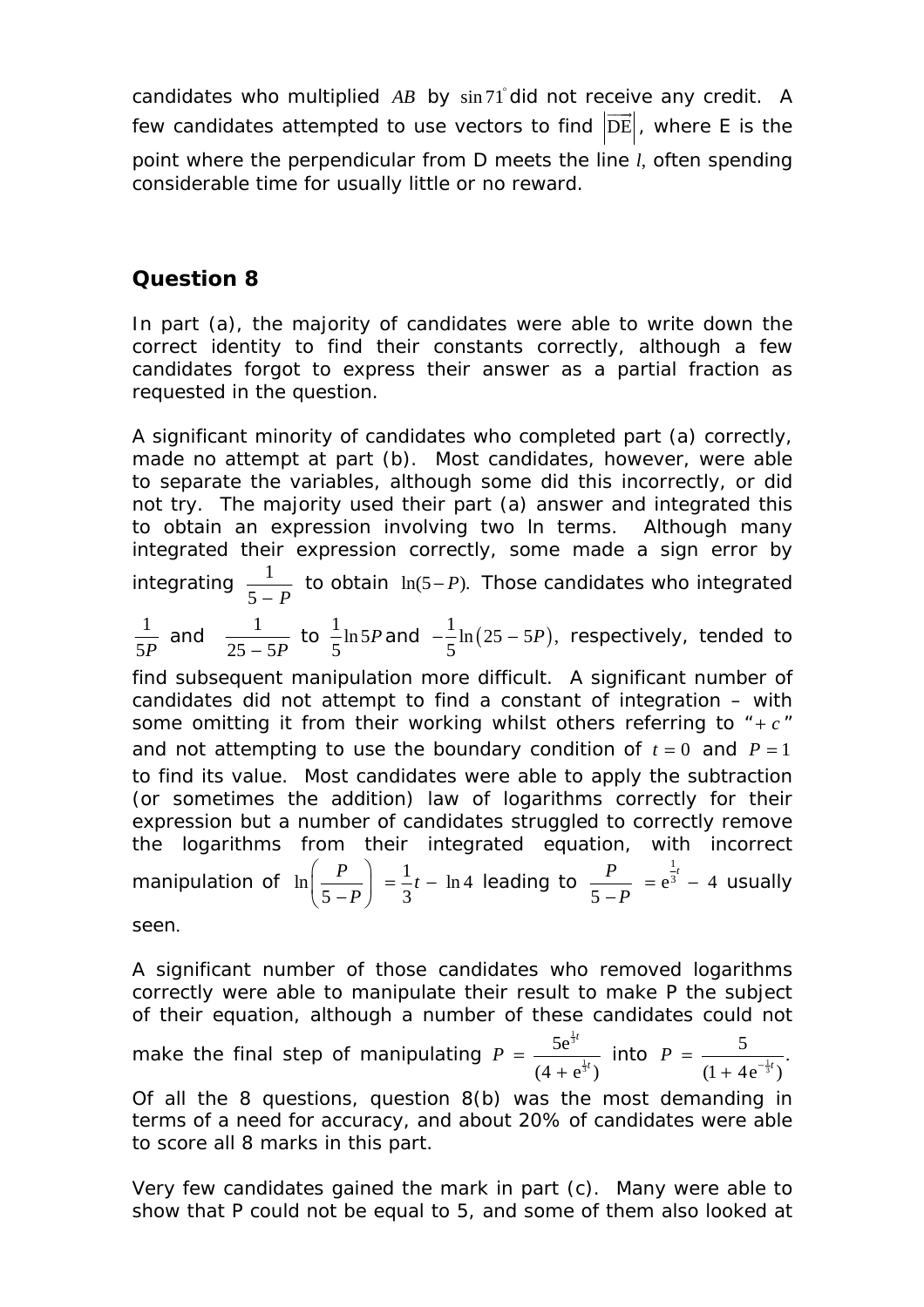candidates who multiplied $AB$ by $\sin 71^\circ$ did not receive any credit. A few candidates attempted to use vectors to find $\left|\overrightarrow{\text{DE}}\right|$, where E is the point where the perpendicular from D meets the line $l$, often spending considerable time for usually little or no reward.

## Question 8

In part (a), the majority of candidates were able to write down the correct identity to find their constants correctly, although a few candidates forgot to express their answer as a partial fraction as requested in the question.

A significant minority of candidates who completed part (a) correctly, made no attempt at part (b). Most candidates, however, were able to separate the variables, although some did this incorrectly, or did not try. The majority used their part (a) answer and integrated this to obtain an expression involving two ln terms. Although many integrated their expression correctly, some made a sign error by integrating $\frac{1}{5-P}$ to obtain $\ln(5-P)$. Those candidates who integrated $\frac{1}{5P}$ and $\frac{1}{25-5P}$ to $\frac{1}{5}\ln 5P$ and $-\frac{1}{5}\ln(25-5P)$, respectively, tended to find subsequent manipulation more difficult. A significant number of candidates did not attempt to find a constant of integration – with some omitting it from their working whilst others referring to "$+c$" and not attempting to use the boundary condition of $t=0$ and $P=1$ to find its value. Most candidates were able to apply the subtraction (or sometimes the addition) law of logarithms correctly for their expression but a number of candidates struggled to correctly remove the logarithms from their integrated equation, with incorrect manipulation of $\ln\left(\frac{P}{5-P}\right) = \frac{1}{3}t - \ln 4$ leading to $\frac{P}{5-P} = e^{\frac{1}{3}t} - 4$ usually seen.

A significant number of those candidates who removed logarithms correctly were able to manipulate their result to make P the subject of their equation, although a number of these candidates could not make the final step of manipulating $P = \frac{5e^{\frac{1}{3}t}}{(4+e^{\frac{1}{3}t})}$ into $P = \frac{5}{(1+4e^{-\frac{1}{3}t})}$. Of all the 8 questions, question 8(b) was the most demanding in terms of a need for accuracy, and about 20% of candidates were able to score all 8 marks in this part.

Very few candidates gained the mark in part (c). Many were able to show that P could not be equal to 5, and some of them also looked at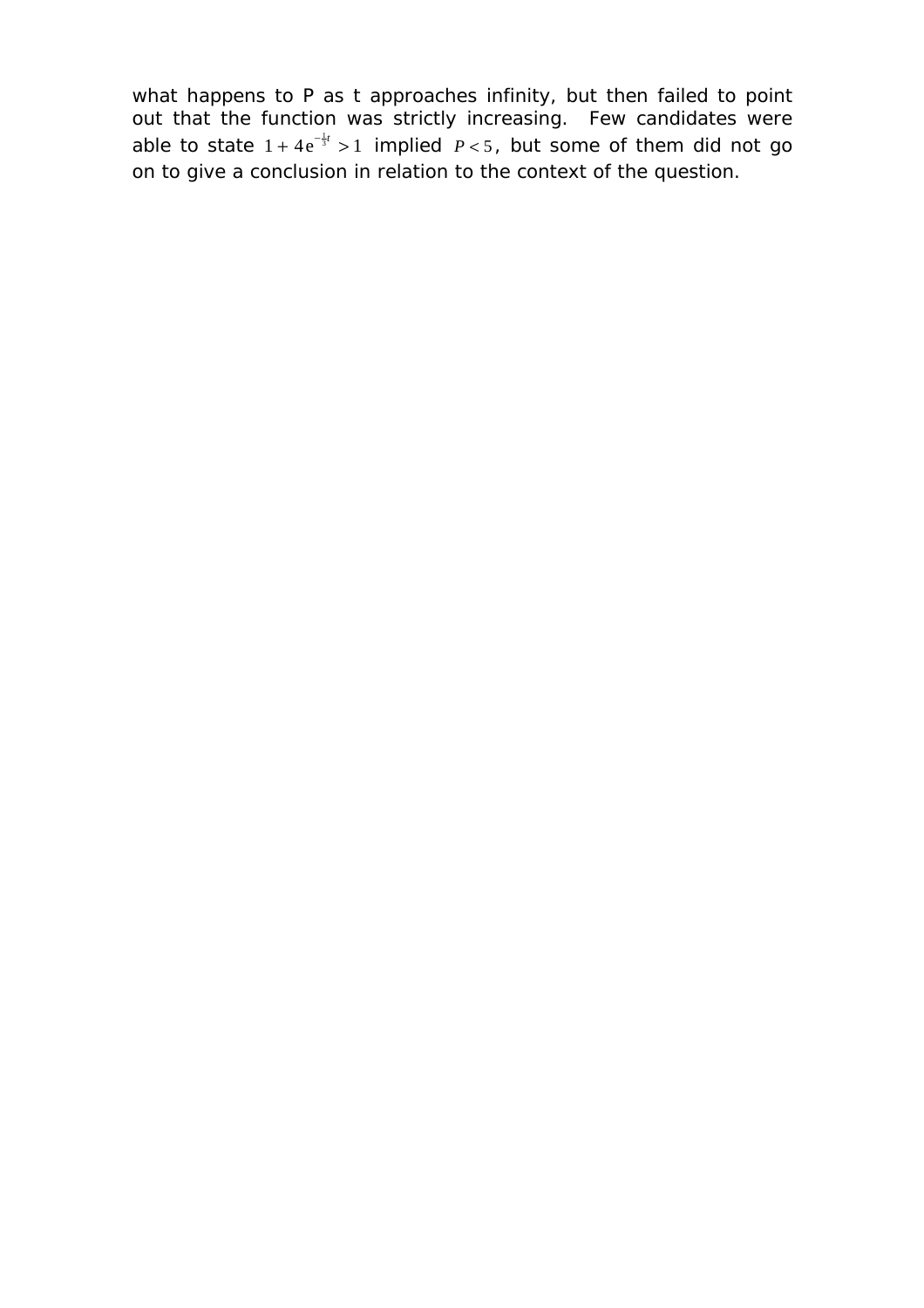what happens to P as t approaches infinity, but then failed to point out that the function was strictly increasing. Few candidates were able to state $1 + 4e^{-\frac{1}{3}t} > 1$ implied $P < 5$, but some of them did not go on to give a conclusion in relation to the context of the question.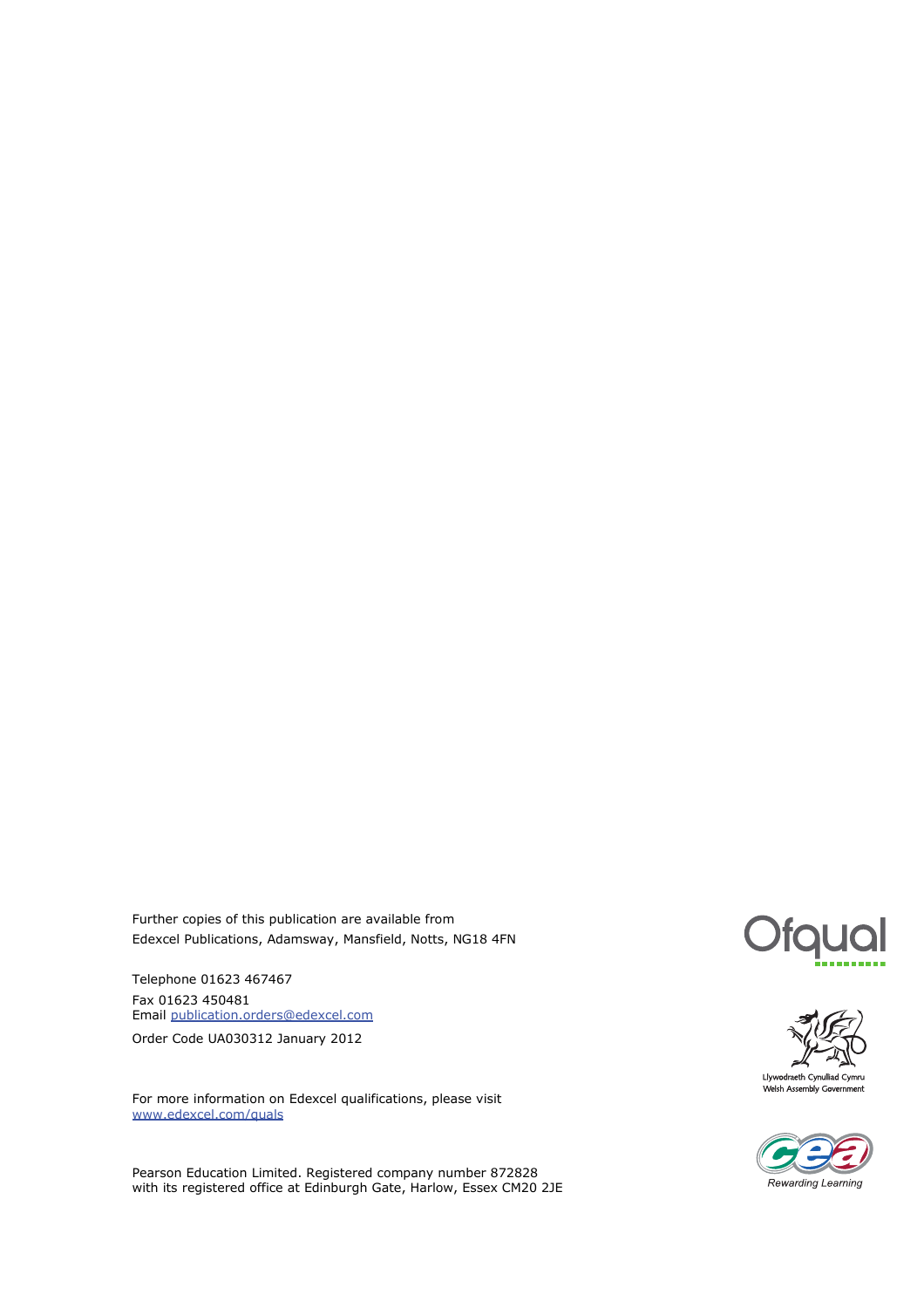Further copies of this publication are available from
Edexcel Publications, Adamsway, Mansfield, Notts, NG18 4FN

Telephone 01623 467467
Fax 01623 450481
Email publication.orders@edexcel.com

Order Code UA030312 January 2012

For more information on Edexcel qualifications, please visit
www.edexcel.com/quals

Pearson Education Limited. Registered company number 872828
with its registered office at Edinburgh Gate, Harlow, Essex CM20 2JE

Ofqual

Llywodraeth Cynulliad Cymru
Welsh Assembly Government

Rewarding Learning